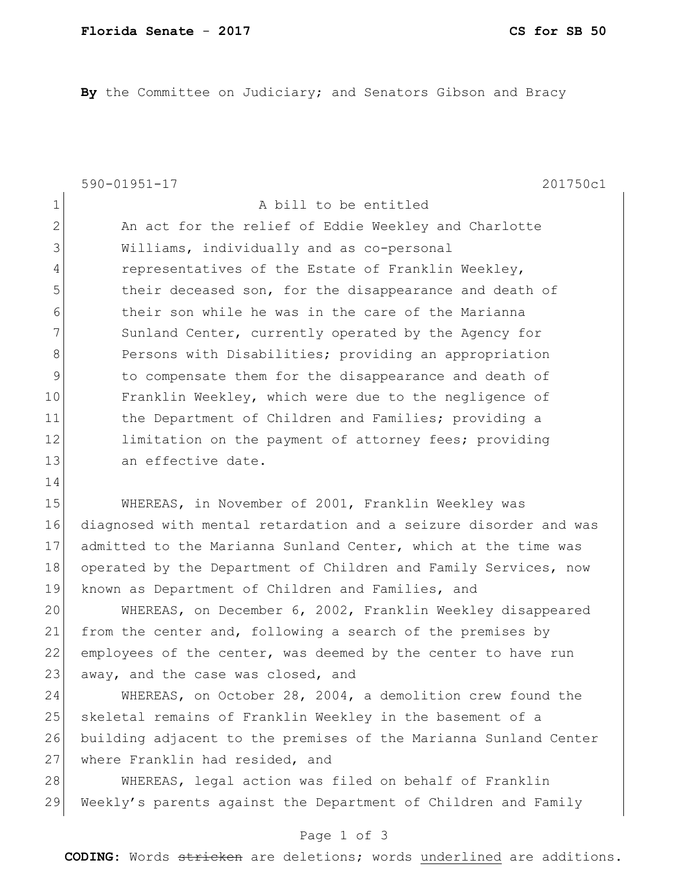**Florida Senate - 2017** **CS for SB 50**

**By** the Committee on Judiciary; and Senators Gibson and Bracy

590-01951-17 201750c1

A bill to be entitled

An act for the relief of Eddie Weekley and Charlotte Williams, individually and as co-personal representatives of the Estate of Franklin Weekley, their deceased son, for the disappearance and death of their son while he was in the care of the Marianna Sunland Center, currently operated by the Agency for Persons with Disabilities; providing an appropriation to compensate them for the disappearance and death of Franklin Weekley, which were due to the negligence of the Department of Children and Families; providing a limitation on the payment of attorney fees; providing an effective date.

WHEREAS, in November of 2001, Franklin Weekley was diagnosed with mental retardation and a seizure disorder and was admitted to the Marianna Sunland Center, which at the time was operated by the Department of Children and Family Services, now known as Department of Children and Families, and

WHEREAS, on December 6, 2002, Franklin Weekley disappeared from the center and, following a search of the premises by employees of the center, was deemed by the center to have run away, and the case was closed, and

WHEREAS, on October 28, 2004, a demolition crew found the skeletal remains of Franklin Weekley in the basement of a building adjacent to the premises of the Marianna Sunland Center where Franklin had resided, and

WHEREAS, legal action was filed on behalf of Franklin Weekly's parents against the Department of Children and Family

**CODING:** Words ~~stricken~~ are deletions; words <u>underlined</u> are additions.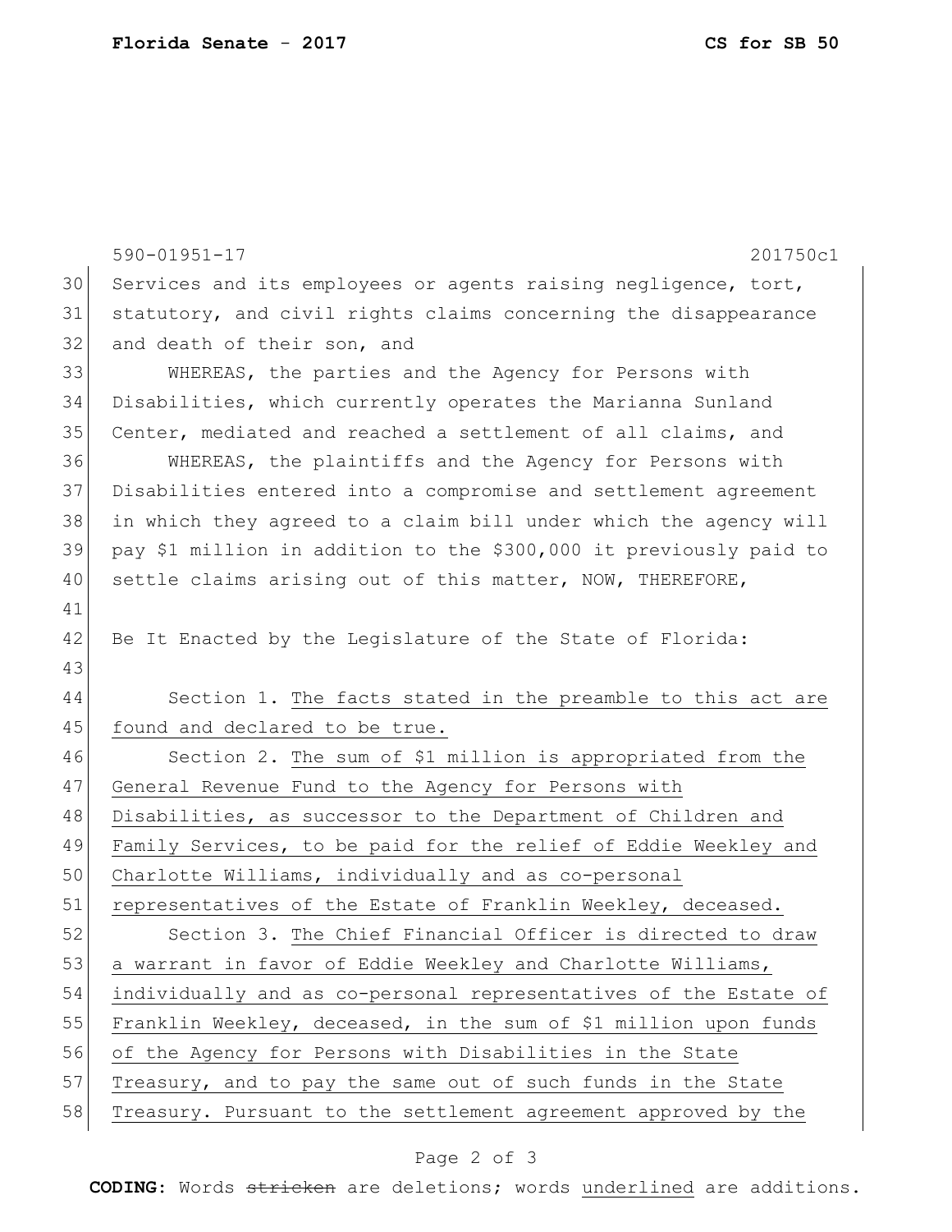Services and its employees or agents raising negligence, tort, statutory, and civil rights claims concerning the disappearance and death of their son, and

WHEREAS, the parties and the Agency for Persons with Disabilities, which currently operates the Marianna Sunland Center, mediated and reached a settlement of all claims, and

WHEREAS, the plaintiffs and the Agency for Persons with Disabilities entered into a compromise and settlement agreement in which they agreed to a claim bill under which the agency will pay $1 million in addition to the $300,000 it previously paid to settle claims arising out of this matter, NOW, THEREFORE,

Be It Enacted by the Legislature of the State of Florida:

Section 1. The facts stated in the preamble to this act are found and declared to be true.

Section 2. The sum of $1 million is appropriated from the General Revenue Fund to the Agency for Persons with Disabilities, as successor to the Department of Children and Family Services, to be paid for the relief of Eddie Weekley and Charlotte Williams, individually and as co-personal representatives of the Estate of Franklin Weekley, deceased.

Section 3. The Chief Financial Officer is directed to draw a warrant in favor of Eddie Weekley and Charlotte Williams, individually and as co-personal representatives of the Estate of Franklin Weekley, deceased, in the sum of $1 million upon funds of the Agency for Persons with Disabilities in the State Treasury, and to pay the same out of such funds in the State Treasury. Pursuant to the settlement agreement approved by the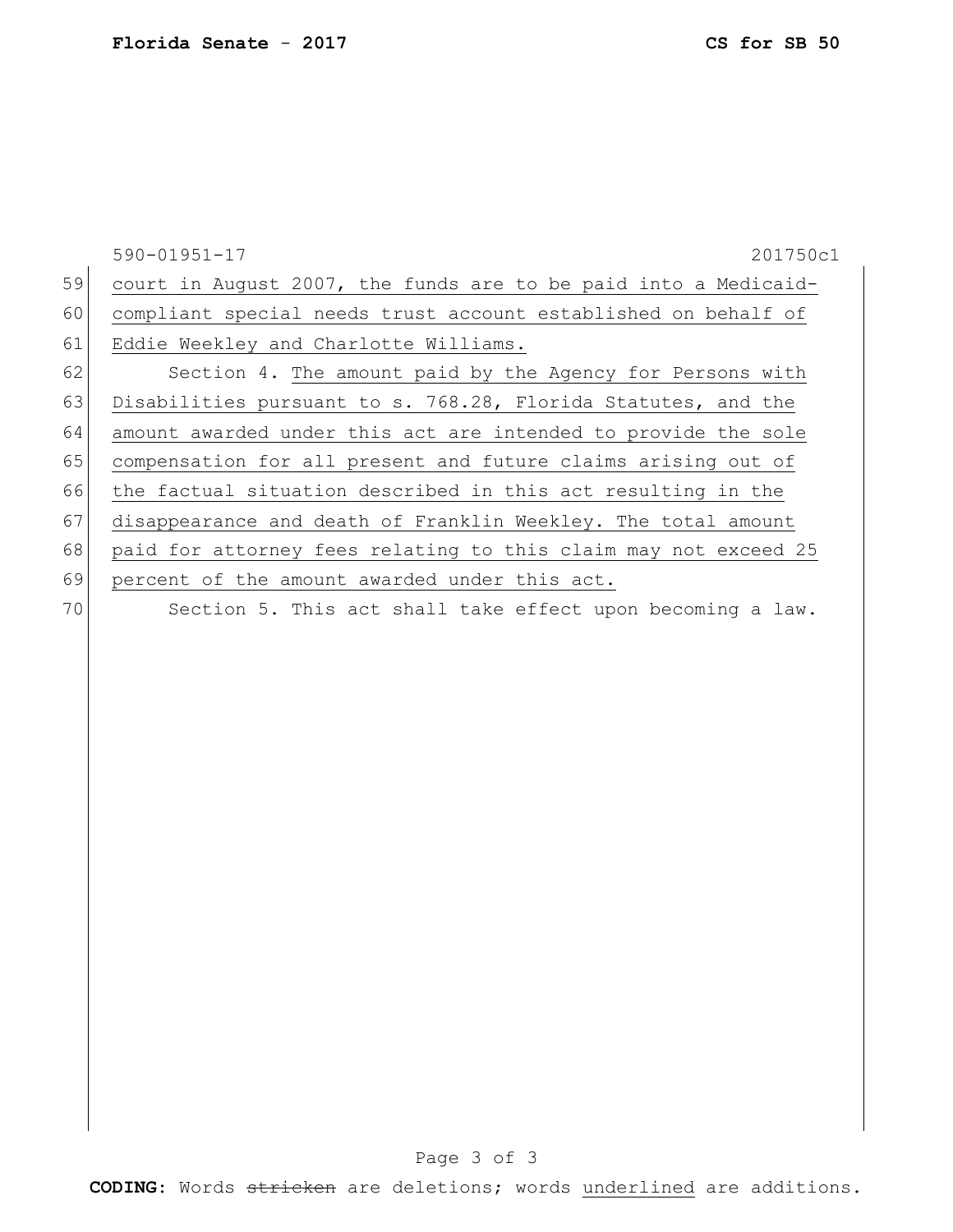590-01951-17 201750c1

59 court in August 2007, the funds are to be paid into a Medicaid-
60 compliant special needs trust account established on behalf of
61 Eddie Weekley and Charlotte Williams.

62 Section 4. The amount paid by the Agency for Persons with
63 Disabilities pursuant to s. 768.28, Florida Statutes, and the
64 amount awarded under this act are intended to provide the sole
65 compensation for all present and future claims arising out of
66 the factual situation described in this act resulting in the
67 disappearance and death of Franklin Weekley. The total amount
68 paid for attorney fees relating to this claim may not exceed 25
69 percent of the amount awarded under this act.

70 Section 5. This act shall take effect upon becoming a law.

**CODING:** Words ~~stricken~~ are deletions; words underlined are additions.